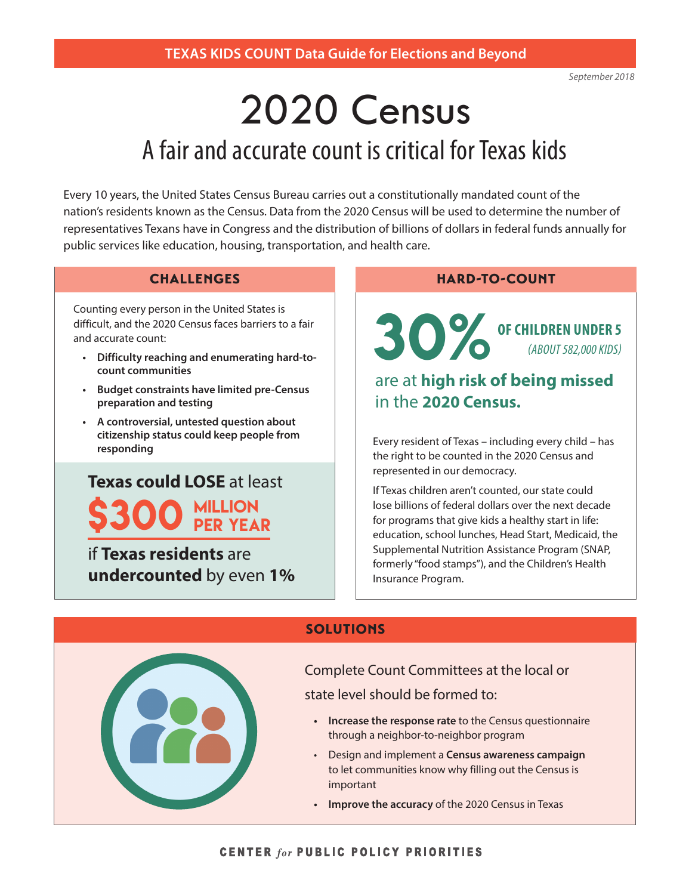TEXAS KIDS COUNT Data Guide for Elections and Beyond

*September 2018*

# 2020 Census

## A fair and accurate count is critical for Texas kids

Every 10 years, the United States Census Bureau carries out a constitutionally mandated count of the nation's residents known as the Census. Data from the 2020 Census will be used to determine the number of representatives Texans have in Congress and the distribution of billions of dollars in federal funds annually for public services like education, housing, transportation, and health care.

### CHALLENGES

Counting every person in the United States is difficult, and the 2020 Census faces barriers to a fair and accurate count:

- **Difficulty reaching and enumerating hard-to-count communities**
- **Budget constraints have limited pre-Census preparation and testing**
- **A controversial, untested question about citizenship status could keep people from responding**

**Texas could LOSE** at least **$300 MILLION PER YEAR** if **Texas residents** are **undercounted** by even **1%**

### HARD-TO-COUNT

**30% OF CHILDREN UNDER 5** *(ABOUT 582,000 KIDS)* are at **high risk of being missed** in the **2020 Census.**

Every resident of Texas – including every child – has the right to be counted in the 2020 Census and represented in our democracy.

If Texas children aren't counted, our state could lose billions of federal dollars over the next decade for programs that give kids a healthy start in life: education, school lunches, Head Start, Medicaid, the Supplemental Nutrition Assistance Program (SNAP, formerly "food stamps"), and the Children's Health Insurance Program.

### SOLUTIONS

Complete Count Committees at the local or state level should be formed to:

- **Increase the response rate** to the Census questionnaire through a neighbor-to-neighbor program
- Design and implement a **Census awareness campaign** to let communities know why filling out the Census is important
- **Improve the accuracy** of the 2020 Census in Texas

CENTER *for* PUBLIC POLICY PRIORITIES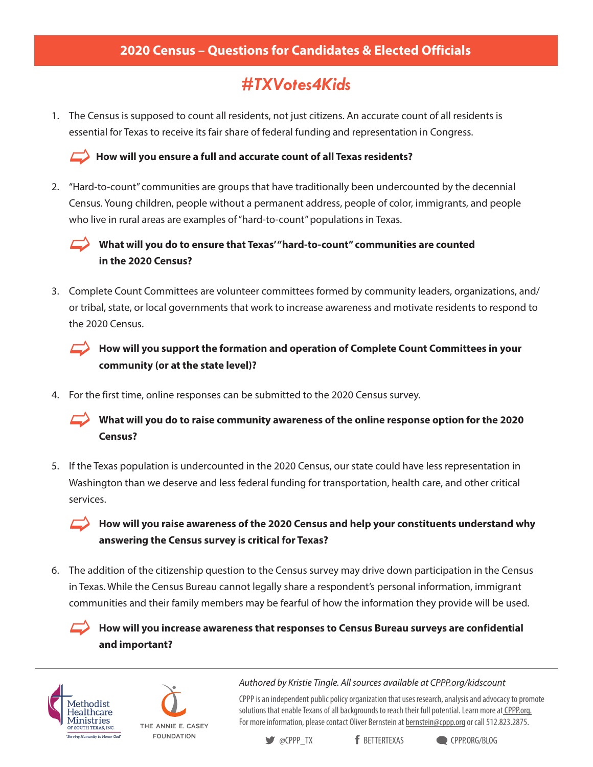## 2020 Census – Questions for Candidates & Elected Officials

## #TXVotes4Kids

1. The Census is supposed to count all residents, not just citizens. An accurate count of all residents is essential for Texas to receive its fair share of federal funding and representation in Congress.

   **How will you ensure a full and accurate count of all Texas residents?**

2. "Hard-to-count" communities are groups that have traditionally been undercounted by the decennial Census. Young children, people without a permanent address, people of color, immigrants, and people who live in rural areas are examples of "hard-to-count" populations in Texas.

   **What will you do to ensure that Texas' "hard-to-count" communities are counted in the 2020 Census?**

3. Complete Count Committees are volunteer committees formed by community leaders, organizations, and/or tribal, state, or local governments that work to increase awareness and motivate residents to respond to the 2020 Census.

   **How will you support the formation and operation of Complete Count Committees in your community (or at the state level)?**

4. For the first time, online responses can be submitted to the 2020 Census survey.

   **What will you do to raise community awareness of the online response option for the 2020 Census?**

5. If the Texas population is undercounted in the 2020 Census, our state could have less representation in Washington than we deserve and less federal funding for transportation, health care, and other critical services.

   **How will you raise awareness of the 2020 Census and help your constituents understand why answering the Census survey is critical for Texas?**

6. The addition of the citizenship question to the Census survey may drive down participation in the Census in Texas. While the Census Bureau cannot legally share a respondent's personal information, immigrant communities and their family members may be fearful of how the information they provide will be used.

   **How will you increase awareness that responses to Census Bureau surveys are confidential and important?**

---

Methodist Healthcare Ministries of South Texas, Inc. "Serving Humanity to Honor God"

The Annie E. Casey Foundation

*Authored by Kristie Tingle. All sources available at CPPP.org/kidscount*

CPPP is an independent public policy organization that uses research, analysis and advocacy to promote solutions that enable Texans of all backgrounds to reach their full potential. Learn more at CPPP.org. For more information, please contact Oliver Bernstein at bernstein@cppp.org or call 512.823.2875.

@CPPP_TX BETTERTEXAS CPPP.ORG/BLOG